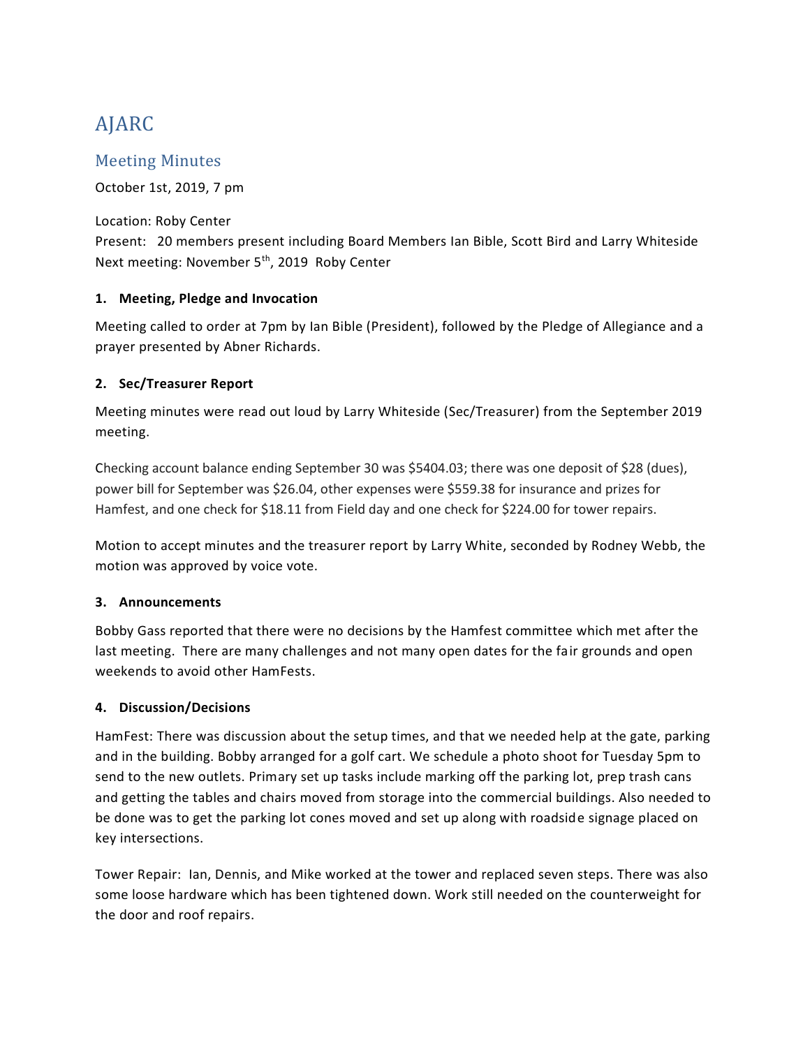# AJARC

## Meeting Minutes

October 1st, 2019, 7 pm

Location: Roby Center
Present: 20 members present including Board Members Ian Bible, Scott Bird and Larry Whiteside
Next meeting: November 5th, 2019 Roby Center

**1. Meeting, Pledge and Invocation**

Meeting called to order at 7pm by Ian Bible (President), followed by the Pledge of Allegiance and a prayer presented by Abner Richards.

**2. Sec/Treasurer Report**

Meeting minutes were read out loud by Larry Whiteside (Sec/Treasurer) from the September 2019 meeting.

Checking account balance ending September 30 was $5404.03; there was one deposit of $28 (dues), power bill for September was $26.04, other expenses were $559.38 for insurance and prizes for Hamfest, and one check for $18.11 from Field day and one check for $224.00 for tower repairs.

Motion to accept minutes and the treasurer report by Larry White, seconded by Rodney Webb, the motion was approved by voice vote.

**3. Announcements**

Bobby Gass reported that there were no decisions by the Hamfest committee which met after the last meeting. There are many challenges and not many open dates for the fair grounds and open weekends to avoid other HamFests.

**4. Discussion/Decisions**

HamFest: There was discussion about the setup times, and that we needed help at the gate, parking and in the building. Bobby arranged for a golf cart. We schedule a photo shoot for Tuesday 5pm to send to the new outlets. Primary set up tasks include marking off the parking lot, prep trash cans and getting the tables and chairs moved from storage into the commercial buildings. Also needed to be done was to get the parking lot cones moved and set up along with roadside signage placed on key intersections.

Tower Repair: Ian, Dennis, and Mike worked at the tower and replaced seven steps. There was also some loose hardware which has been tightened down. Work still needed on the counterweight for the door and roof repairs.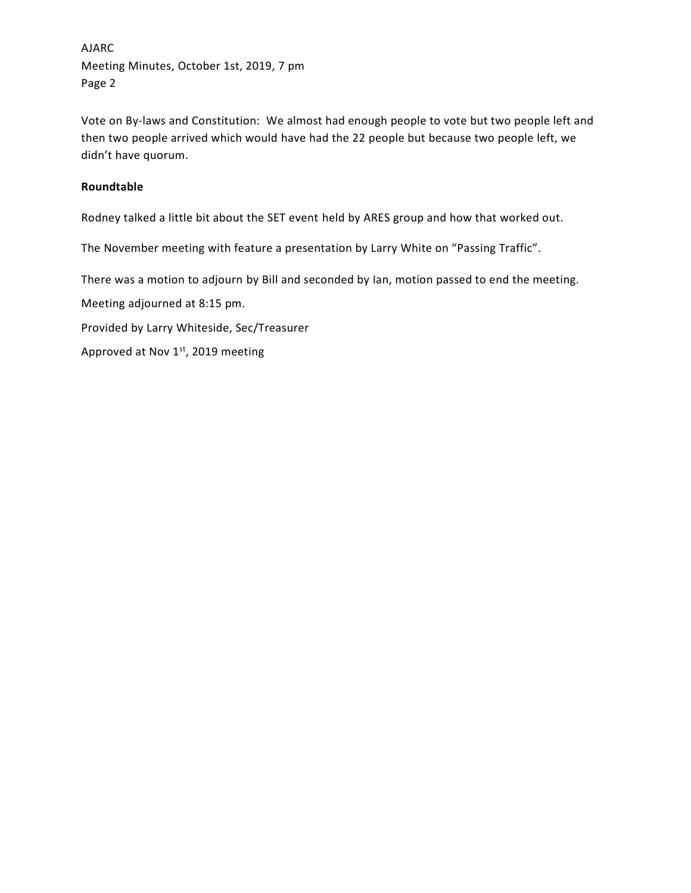Vote on By-laws and Constitution: We almost had enough people to vote but two people left and then two people arrived which would have had the 22 people but because two people left, we didn't have quorum.

**Roundtable**

Rodney talked a little bit about the SET event held by ARES group and how that worked out.

The November meeting with feature a presentation by Larry White on "Passing Traffic".

There was a motion to adjourn by Bill and seconded by Ian, motion passed to end the meeting.

Meeting adjourned at 8:15 pm.

Provided by Larry Whiteside, Sec/Treasurer

Approved at Nov 1st, 2019 meeting